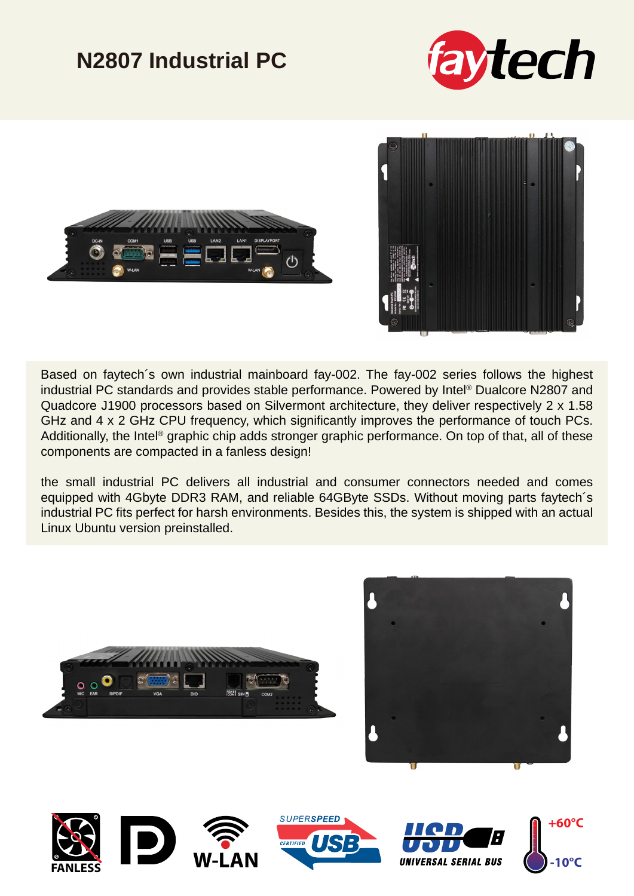# N2807 Industrial PC

Based on faytech´s own industrial mainboard fay-002. The fay-002 series follows the highest industrial PC standards and provides stable performance. Powered by Intel® Dualcore N2807 and Quadcore J1900 processors based on Silvermont architecture, they deliver respectively 2 x 1.58 GHz and 4 x 2 GHz CPU frequency, which significantly improves the performance of touch PCs. Additionally, the Intel® graphic chip adds stronger graphic performance. On top of that, all of these components are compacted in a fanless design!

the small industrial PC delivers all industrial and consumer connectors needed and comes equipped with 4Gbyte DDR3 RAM, and reliable 64GByte SSDs. Without moving parts faytech´s industrial PC fits perfect for harsh environments. Besides this, the system is shipped with an actual Linux Ubuntu version preinstalled.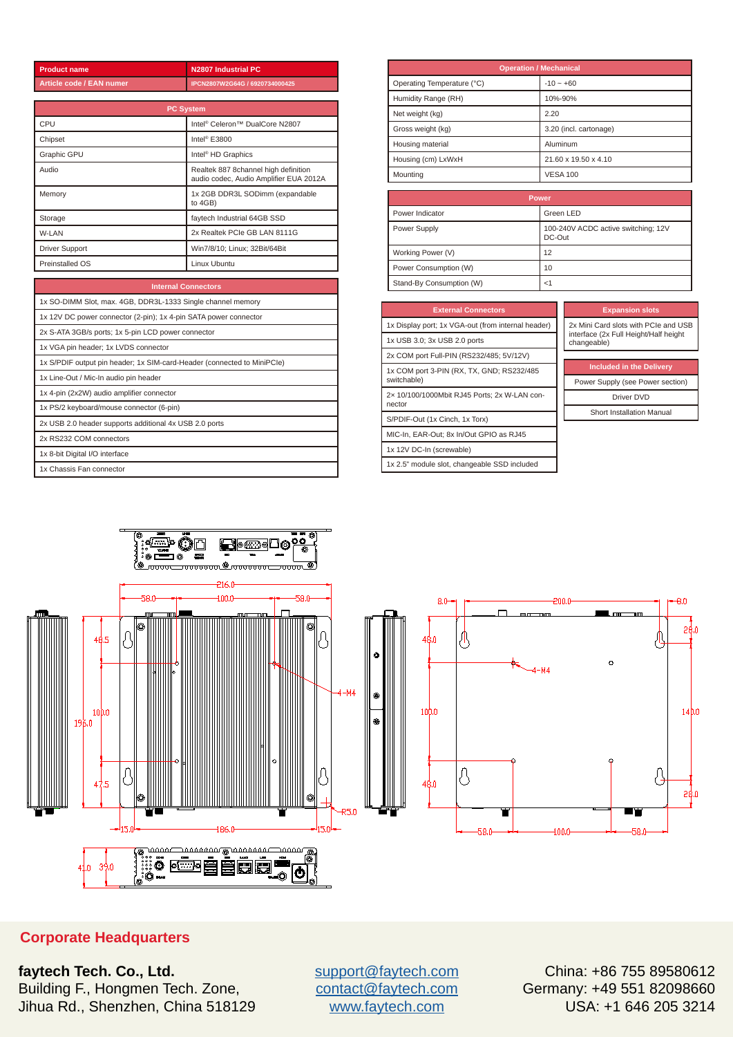| Product name | N2807 Industrial PC |
|---|---|
| Article code / EAN numer | IPCN2807W2G64G / 6920734000425 |

| PC System | |
|---|---|
| CPU | Intel® Celeron™ DualCore N2807 |
| Chipset | Intel® E3800 |
| Graphic GPU | Intel® HD Graphics |
| Audio | Realtek 887 8channel high definition audio codec, Audio Amplifier EUA 2012A |
| Memory | 1x 2GB DDR3L SODimm (expandable to 4GB) |
| Storage | faytech Industrial 64GB SSD |
| W-LAN | 2x Realtek PCIe GB LAN 8111G |
| Driver Support | Win7/8/10; Linux; 32Bit/64Bit |
| Preinstalled OS | Linux Ubuntu |

| Internal Connectors |
|---|
| 1x SO-DIMM Slot, max. 4GB, DDR3L-1333 Single channel memory |
| 1x 12V DC power connector (2-pin); 1x 4-pin SATA power connector |
| 2x S-ATA 3GB/s ports; 1x 5-pin LCD power connector |
| 1x VGA pin header; 1x LVDS connector |
| 1x S/PDIF output pin header; 1x SIM-card-Header (connected to MiniPCIe) |
| 1x Line-Out / Mic-In audio pin header |
| 1x 4-pin (2x2W) audio amplifier connector |
| 1x PS/2 keyboard/mouse connector (6-pin) |
| 2x USB 2.0 header supports additional 4x USB 2.0 ports |
| 2x RS232 COM connectors |
| 1x 8-bit Digital I/O interface |
| 1x Chassis Fan connector |

| Operation / Mechanical | |
|---|---|
| Operating Temperature (°C) | -10 ~ +60 |
| Humidity Range (RH) | 10%-90% |
| Net weight (kg) | 2.20 |
| Gross weight (kg) | 3.20 (incl. cartonage) |
| Housing material | Aluminum |
| Housing (cm) LxWxH | 21.60 x 19.50 x 4.10 |
| Mounting | VESA 100 |

| Power | |
|---|---|
| Power Indicator | Green LED |
| Power Supply | 100-240V ACDC active switching; 12V DC-Out |
| Working Power (V) | 12 |
| Power Consumption (W) | 10 |
| Stand-By Consumption (W) | <1 |

| External Connectors |
|---|
| 1x Display port; 1x VGA-out (from internal header) |
| 1x USB 3.0; 3x USB 2.0 ports |
| 2x COM port Full-PIN (RS232/485; 5V/12V) |
| 1x COM port 3-PIN (RX, TX, GND; RS232/485 switchable) |
| 2× 10/100/1000Mbit RJ45 Ports; 2x W-LAN connector |
| S/PDIF-Out (1x Cinch, 1x Torx) |
| MIC-In, EAR-Out; 8x In/Out GPIO as RJ45 |
| 1x 12V DC-In (screwable) |
| 1x 2.5" module slot, changeable SSD included |

| Expansion slots |
|---|
| 2x Mini Card slots with PCIe and USB interface (2x Full Height/Half height changeable) |

| Included in the Delivery |
|---|
| Power Supply (see Power section) |
| Driver DVD |
| Short Installation Manual |

216.0
58.0 100.0 58.0
48.5 100.0 195.0 47.5
4-M4
R5.0
15.0 186.0 15.0
41.0 39.0

8.0 200.0 8.0
48.0 100.0 48.0
4-M4
28.0 140.0 28.0
58.0 100.0 58.0

## Corporate Headquarters

**faytech Tech. Co., Ltd.**
Building F., Hongmen Tech. Zone,
Jihua Rd., Shenzhen, China 518129

support@faytech.com
contact@faytech.com
www.faytech.com

China: +86 755 89580612
Germany: +49 551 82098660
USA: +1 646 205 3214